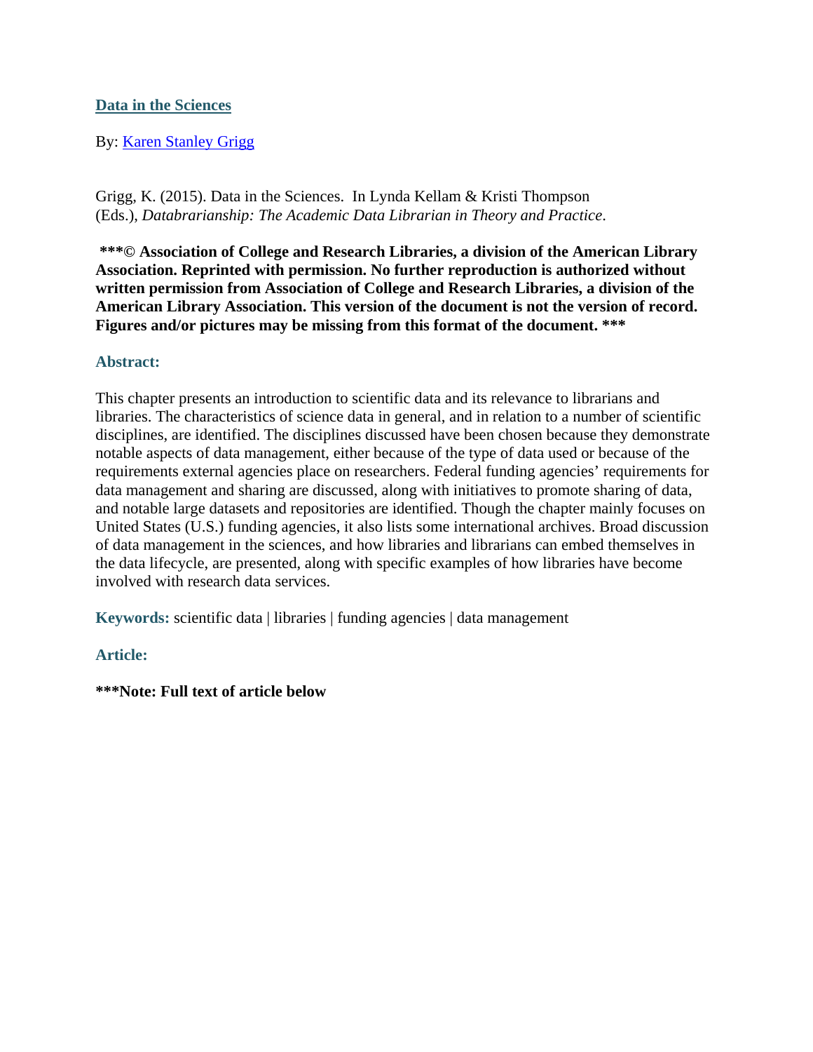# [Data in the Sciences]

By: [Karen Stanley Grigg]

Grigg, K. (2015). Data in the Sciences. In Lynda Kellam & Kristi Thompson (Eds.), *Databrarianship: The Academic Data Librarian in Theory and Practice*.

**\***© Association of College and Research Libraries, a division of the American Library Association. Reprinted with permission. No further reproduction is authorized without written permission from Association of College and Research Libraries, a division of the American Library Association. This version of the document is not the version of record. Figures and/or pictures may be missing from this format of the document. \*\*\***

## Abstract:

This chapter presents an introduction to scientific data and its relevance to librarians and libraries. The characteristics of science data in general, and in relation to a number of scientific disciplines, are identified. The disciplines discussed have been chosen because they demonstrate notable aspects of data management, either because of the type of data used or because of the requirements external agencies place on researchers. Federal funding agencies' requirements for data management and sharing are discussed, along with initiatives to promote sharing of data, and notable large datasets and repositories are identified. Though the chapter mainly focuses on United States (U.S.) funding agencies, it also lists some international archives. Broad discussion of data management in the sciences, and how libraries and librarians can embed themselves in the data lifecycle, are presented, along with specific examples of how libraries have become involved with research data services.

**Keywords:** scientific data | libraries | funding agencies | data management

## Article:

**\*\*\*Note: Full text of article below**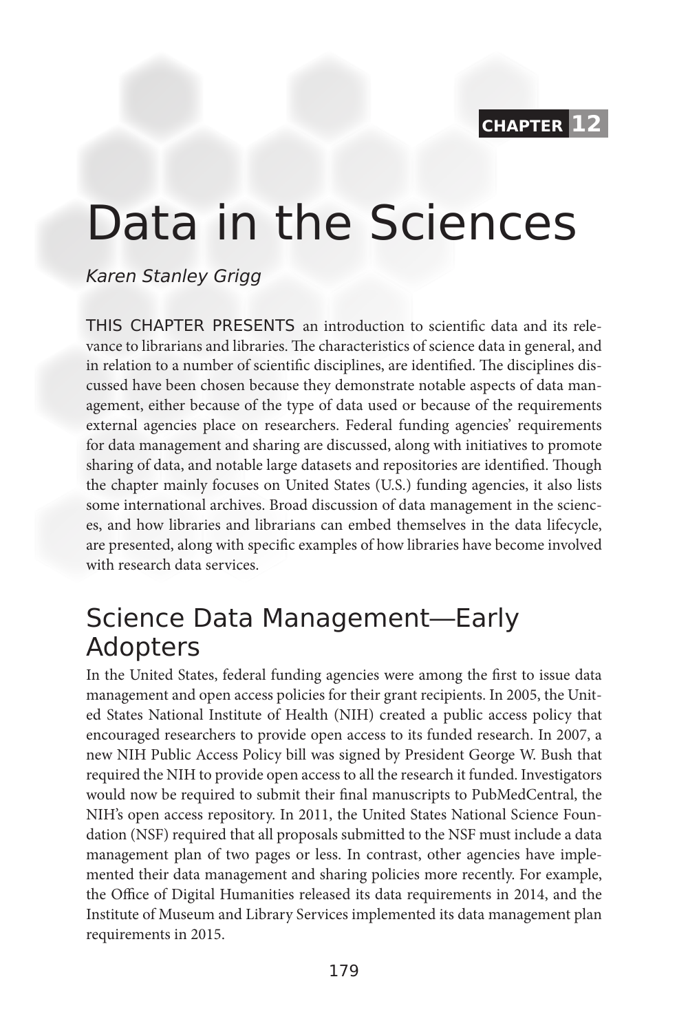CHAPTER 12

# Data in the Sciences

*Karen Stanley Grigg*

THIS CHAPTER PRESENTS an introduction to scientific data and its relevance to librarians and libraries. The characteristics of science data in general, and in relation to a number of scientific disciplines, are identified. The disciplines discussed have been chosen because they demonstrate notable aspects of data management, either because of the type of data used or because of the requirements external agencies place on researchers. Federal funding agencies' requirements for data management and sharing are discussed, along with initiatives to promote sharing of data, and notable large datasets and repositories are identified. Though the chapter mainly focuses on United States (U.S.) funding agencies, it also lists some international archives. Broad discussion of data management in the sciences, and how libraries and librarians can embed themselves in the data lifecycle, are presented, along with specific examples of how libraries have become involved with research data services.

## Science Data Management—Early Adopters

In the United States, federal funding agencies were among the first to issue data management and open access policies for their grant recipients. In 2005, the United States National Institute of Health (NIH) created a public access policy that encouraged researchers to provide open access to its funded research. In 2007, a new NIH Public Access Policy bill was signed by President George W. Bush that required the NIH to provide open access to all the research it funded. Investigators would now be required to submit their final manuscripts to PubMedCentral, the NIH's open access repository. In 2011, the United States National Science Foundation (NSF) required that all proposals submitted to the NSF must include a data management plan of two pages or less. In contrast, other agencies have implemented their data management and sharing policies more recently. For example, the Office of Digital Humanities released its data requirements in 2014, and the Institute of Museum and Library Services implemented its data management plan requirements in 2015.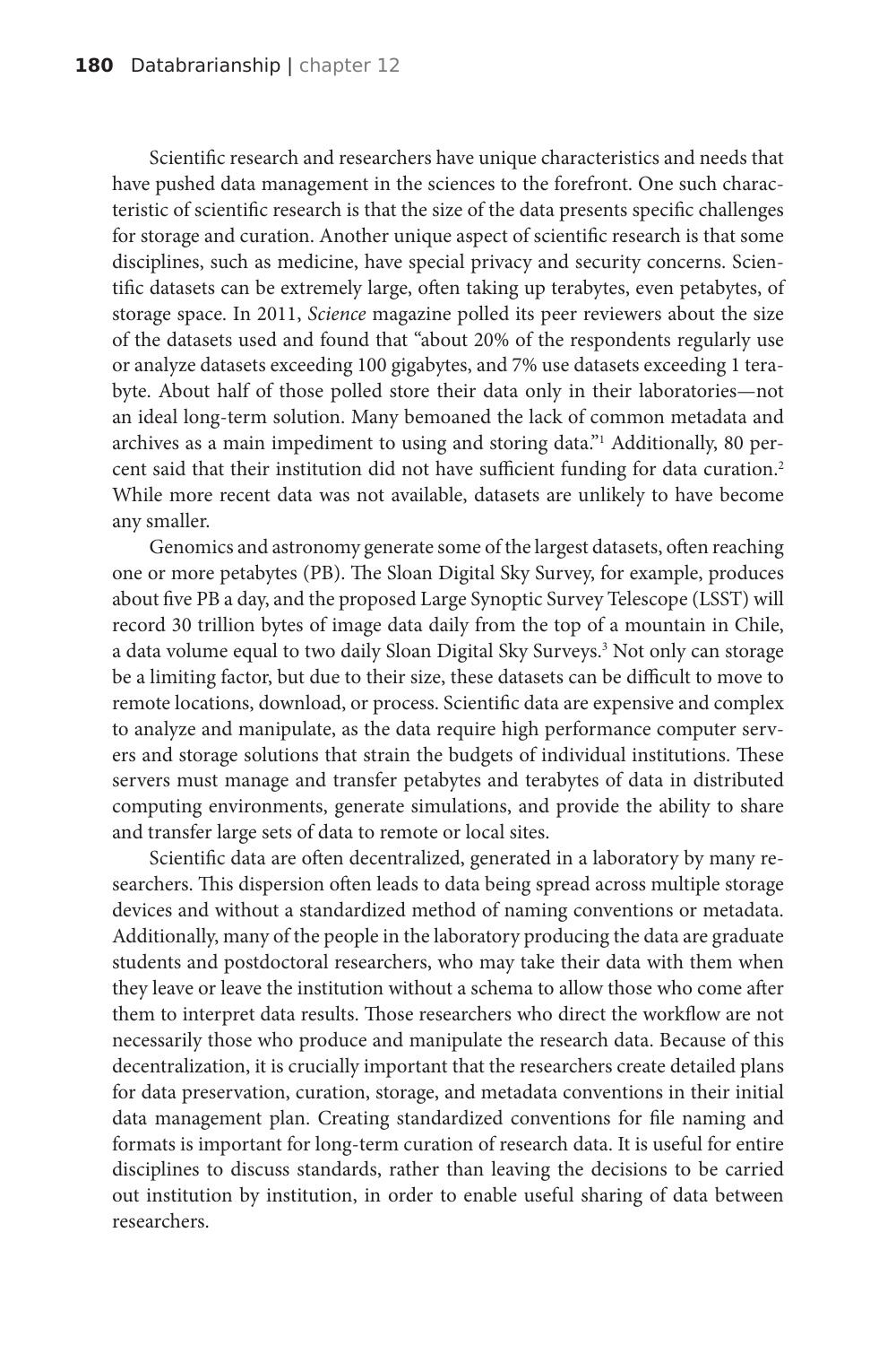Scientific research and researchers have unique characteristics and needs that have pushed data management in the sciences to the forefront. One such characteristic of scientific research is that the size of the data presents specific challenges for storage and curation. Another unique aspect of scientific research is that some disciplines, such as medicine, have special privacy and security concerns. Scientific datasets can be extremely large, often taking up terabytes, even petabytes, of storage space. In 2011, *Science* magazine polled its peer reviewers about the size of the datasets used and found that "about 20% of the respondents regularly use or analyze datasets exceeding 100 gigabytes, and 7% use datasets exceeding 1 terabyte. About half of those polled store their data only in their laboratories—not an ideal long-term solution. Many bemoaned the lack of common metadata and archives as a main impediment to using and storing data."[1] Additionally, 80 percent said that their institution did not have sufficient funding for data curation.[2] While more recent data was not available, datasets are unlikely to have become any smaller.

Genomics and astronomy generate some of the largest datasets, often reaching one or more petabytes (PB). The Sloan Digital Sky Survey, for example, produces about five PB a day, and the proposed Large Synoptic Survey Telescope (LSST) will record 30 trillion bytes of image data daily from the top of a mountain in Chile, a data volume equal to two daily Sloan Digital Sky Surveys.[3] Not only can storage be a limiting factor, but due to their size, these datasets can be difficult to move to remote locations, download, or process. Scientific data are expensive and complex to analyze and manipulate, as the data require high performance computer servers and storage solutions that strain the budgets of individual institutions. These servers must manage and transfer petabytes and terabytes of data in distributed computing environments, generate simulations, and provide the ability to share and transfer large sets of data to remote or local sites.

Scientific data are often decentralized, generated in a laboratory by many researchers. This dispersion often leads to data being spread across multiple storage devices and without a standardized method of naming conventions or metadata. Additionally, many of the people in the laboratory producing the data are graduate students and postdoctoral researchers, who may take their data with them when they leave or leave the institution without a schema to allow those who come after them to interpret data results. Those researchers who direct the workflow are not necessarily those who produce and manipulate the research data. Because of this decentralization, it is crucially important that the researchers create detailed plans for data preservation, curation, storage, and metadata conventions in their initial data management plan. Creating standardized conventions for file naming and formats is important for long-term curation of research data. It is useful for entire disciplines to discuss standards, rather than leaving the decisions to be carried out institution by institution, in order to enable useful sharing of data between researchers.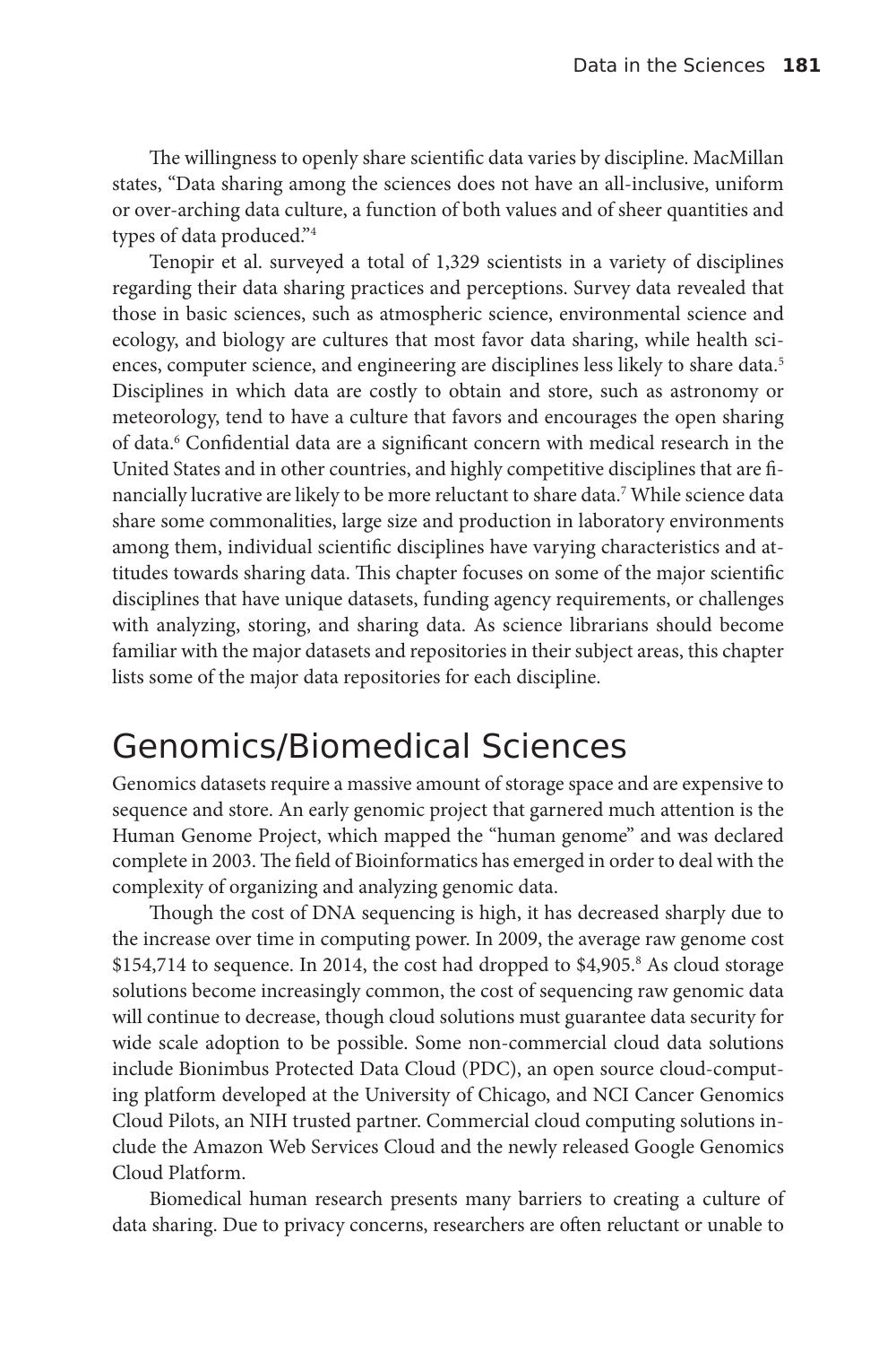The willingness to openly share scientific data varies by discipline. MacMillan states, "Data sharing among the sciences does not have an all-inclusive, uniform or over-arching data culture, a function of both values and of sheer quantities and types of data produced."[4]

Tenopir et al. surveyed a total of 1,329 scientists in a variety of disciplines regarding their data sharing practices and perceptions. Survey data revealed that those in basic sciences, such as atmospheric science, environmental science and ecology, and biology are cultures that most favor data sharing, while health sciences, computer science, and engineering are disciplines less likely to share data.[5] Disciplines in which data are costly to obtain and store, such as astronomy or meteorology, tend to have a culture that favors and encourages the open sharing of data.[6] Confidential data are a significant concern with medical research in the United States and in other countries, and highly competitive disciplines that are financially lucrative are likely to be more reluctant to share data.[7] While science data share some commonalities, large size and production in laboratory environments among them, individual scientific disciplines have varying characteristics and attitudes towards sharing data. This chapter focuses on some of the major scientific disciplines that have unique datasets, funding agency requirements, or challenges with analyzing, storing, and sharing data. As science librarians should become familiar with the major datasets and repositories in their subject areas, this chapter lists some of the major data repositories for each discipline.

## Genomics/Biomedical Sciences

Genomics datasets require a massive amount of storage space and are expensive to sequence and store. An early genomic project that garnered much attention is the Human Genome Project, which mapped the "human genome" and was declared complete in 2003. The field of Bioinformatics has emerged in order to deal with the complexity of organizing and analyzing genomic data.

Though the cost of DNA sequencing is high, it has decreased sharply due to the increase over time in computing power. In 2009, the average raw genome cost $154,714 to sequence. In 2014, the cost had dropped to $4,905.[8] As cloud storage solutions become increasingly common, the cost of sequencing raw genomic data will continue to decrease, though cloud solutions must guarantee data security for wide scale adoption to be possible. Some non-commercial cloud data solutions include Bionimbus Protected Data Cloud (PDC), an open source cloud-computing platform developed at the University of Chicago, and NCI Cancer Genomics Cloud Pilots, an NIH trusted partner. Commercial cloud computing solutions include the Amazon Web Services Cloud and the newly released Google Genomics Cloud Platform.

Biomedical human research presents many barriers to creating a culture of data sharing. Due to privacy concerns, researchers are often reluctant or unable to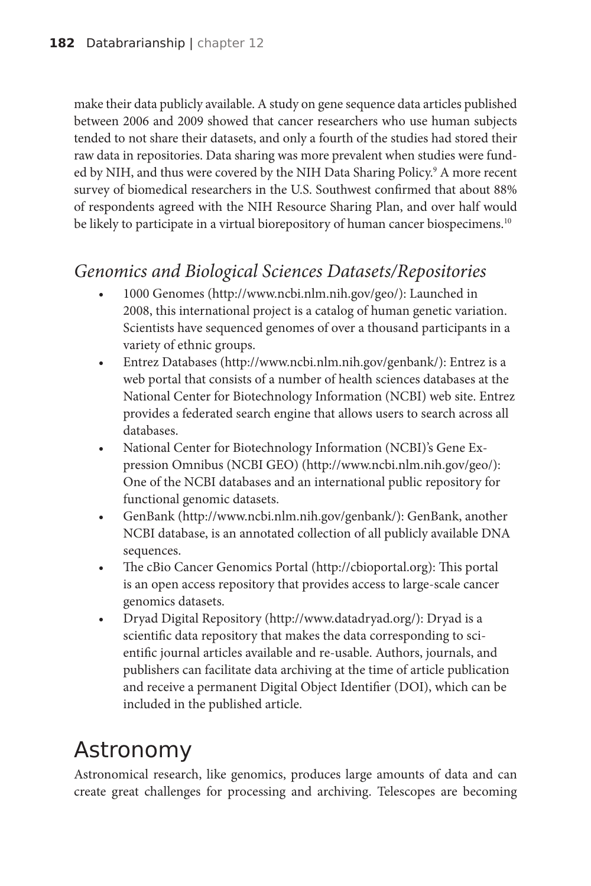make their data publicly available. A study on gene sequence data articles published between 2006 and 2009 showed that cancer researchers who use human subjects tended to not share their datasets, and only a fourth of the studies had stored their raw data in repositories. Data sharing was more prevalent when studies were funded by NIH, and thus were covered by the NIH Data Sharing Policy.[9] A more recent survey of biomedical researchers in the U.S. Southwest confirmed that about 88% of respondents agreed with the NIH Resource Sharing Plan, and over half would be likely to participate in a virtual biorepository of human cancer biospecimens.[10]

### *Genomics and Biological Sciences Datasets/Repositories*

- 1000 Genomes (http://www.ncbi.nlm.nih.gov/geo/): Launched in 2008, this international project is a catalog of human genetic variation. Scientists have sequenced genomes of over a thousand participants in a variety of ethnic groups.
- Entrez Databases (http://www.ncbi.nlm.nih.gov/genbank/): Entrez is a web portal that consists of a number of health sciences databases at the National Center for Biotechnology Information (NCBI) web site. Entrez provides a federated search engine that allows users to search across all databases.
- National Center for Biotechnology Information (NCBI)'s Gene Expression Omnibus (NCBI GEO) (http://www.ncbi.nlm.nih.gov/geo/): One of the NCBI databases and an international public repository for functional genomic datasets.
- GenBank (http://www.ncbi.nlm.nih.gov/genbank/): GenBank, another NCBI database, is an annotated collection of all publicly available DNA sequences.
- The cBio Cancer Genomics Portal (http://cbioportal.org): This portal is an open access repository that provides access to large-scale cancer genomics datasets.
- Dryad Digital Repository (http://www.datadryad.org/): Dryad is a scientific data repository that makes the data corresponding to scientific journal articles available and re-usable. Authors, journals, and publishers can facilitate data archiving at the time of article publication and receive a permanent Digital Object Identifier (DOI), which can be included in the published article.

## Astronomy

Astronomical research, like genomics, produces large amounts of data and can create great challenges for processing and archiving. Telescopes are becoming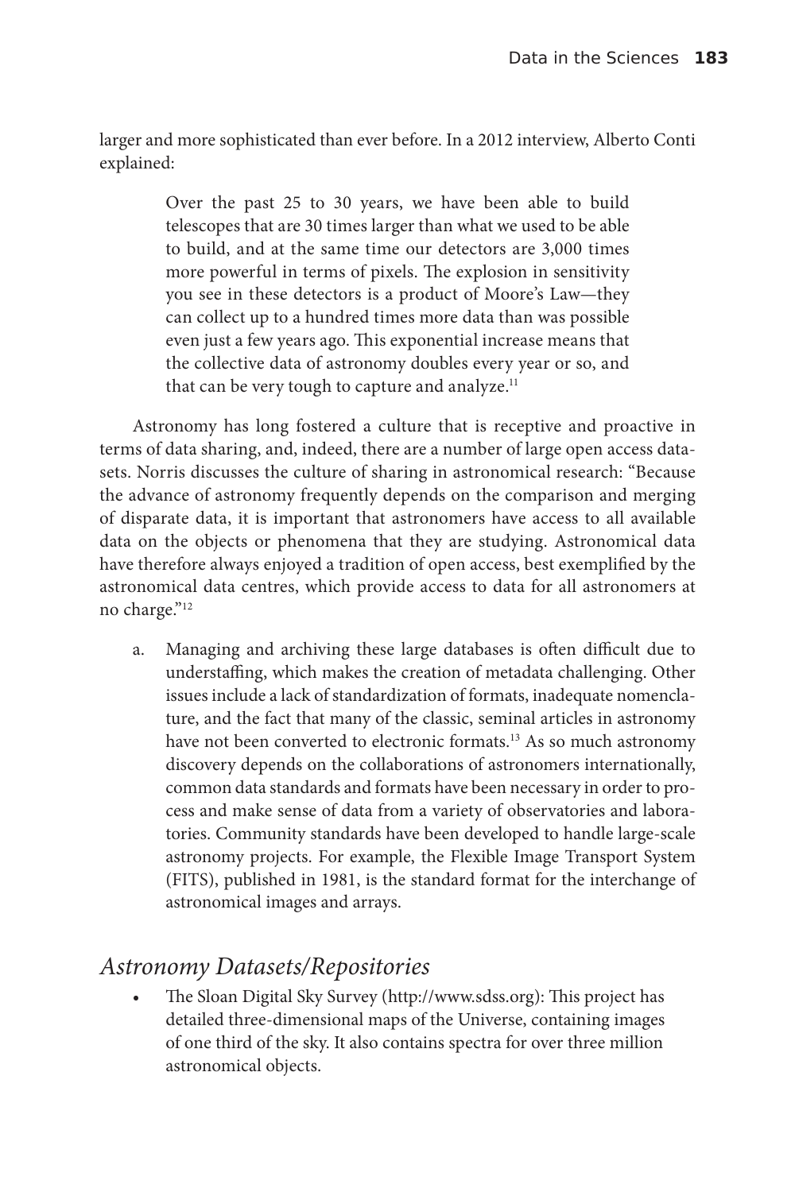larger and more sophisticated than ever before. In a 2012 interview, Alberto Conti explained:

> Over the past 25 to 30 years, we have been able to build telescopes that are 30 times larger than what we used to be able to build, and at the same time our detectors are 3,000 times more powerful in terms of pixels. The explosion in sensitivity you see in these detectors is a product of Moore's Law—they can collect up to a hundred times more data than was possible even just a few years ago. This exponential increase means that the collective data of astronomy doubles every year or so, and that can be very tough to capture and analyze.[11]

Astronomy has long fostered a culture that is receptive and proactive in terms of data sharing, and, indeed, there are a number of large open access datasets. Norris discusses the culture of sharing in astronomical research: "Because the advance of astronomy frequently depends on the comparison and merging of disparate data, it is important that astronomers have access to all available data on the objects or phenomena that they are studying. Astronomical data have therefore always enjoyed a tradition of open access, best exemplified by the astronomical data centres, which provide access to data for all astronomers at no charge."[12]

a. Managing and archiving these large databases is often difficult due to understaffing, which makes the creation of metadata challenging. Other issues include a lack of standardization of formats, inadequate nomenclature, and the fact that many of the classic, seminal articles in astronomy have not been converted to electronic formats.[13] As so much astronomy discovery depends on the collaborations of astronomers internationally, common data standards and formats have been necessary in order to process and make sense of data from a variety of observatories and laboratories. Community standards have been developed to handle large-scale astronomy projects. For example, the Flexible Image Transport System (FITS), published in 1981, is the standard format for the interchange of astronomical images and arrays.

## *Astronomy Datasets/Repositories*

- The Sloan Digital Sky Survey (http://www.sdss.org): This project has detailed three-dimensional maps of the Universe, containing images of one third of the sky. It also contains spectra for over three million astronomical objects.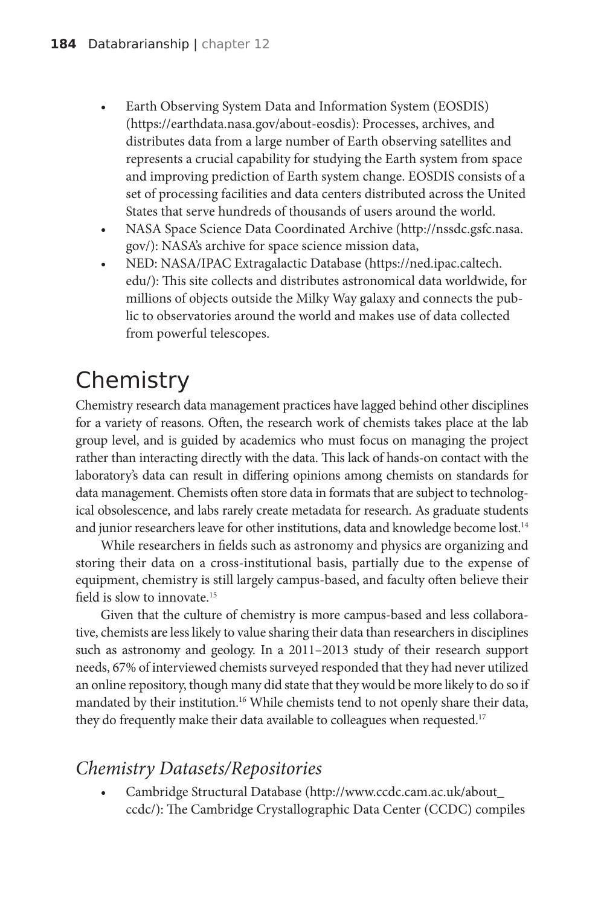- Earth Observing System Data and Information System (EOSDIS) (https://earthdata.nasa.gov/about-eosdis): Processes, archives, and distributes data from a large number of Earth observing satellites and represents a crucial capability for studying the Earth system from space and improving prediction of Earth system change. EOSDIS consists of a set of processing facilities and data centers distributed across the United States that serve hundreds of thousands of users around the world.
- NASA Space Science Data Coordinated Archive (http://nssdc.gsfc.nasa.gov/): NASA's archive for space science mission data,
- NED: NASA/IPAC Extragalactic Database (https://ned.ipac.caltech.edu/): This site collects and distributes astronomical data worldwide, for millions of objects outside the Milky Way galaxy and connects the public to observatories around the world and makes use of data collected from powerful telescopes.

# Chemistry

Chemistry research data management practices have lagged behind other disciplines for a variety of reasons. Often, the research work of chemists takes place at the lab group level, and is guided by academics who must focus on managing the project rather than interacting directly with the data. This lack of hands-on contact with the laboratory's data can result in differing opinions among chemists on standards for data management. Chemists often store data in formats that are subject to technological obsolescence, and labs rarely create metadata for research. As graduate students and junior researchers leave for other institutions, data and knowledge become lost.[14]

While researchers in fields such as astronomy and physics are organizing and storing their data on a cross-institutional basis, partially due to the expense of equipment, chemistry is still largely campus-based, and faculty often believe their field is slow to innovate.[15]

Given that the culture of chemistry is more campus-based and less collaborative, chemists are less likely to value sharing their data than researchers in disciplines such as astronomy and geology. In a 2011–2013 study of their research support needs, 67% of interviewed chemists surveyed responded that they had never utilized an online repository, though many did state that they would be more likely to do so if mandated by their institution.[16] While chemists tend to not openly share their data, they do frequently make their data available to colleagues when requested.[17]

## *Chemistry Datasets/Repositories*

- Cambridge Structural Database (http://www.ccdc.cam.ac.uk/about_ccdc/): The Cambridge Crystallographic Data Center (CCDC) compiles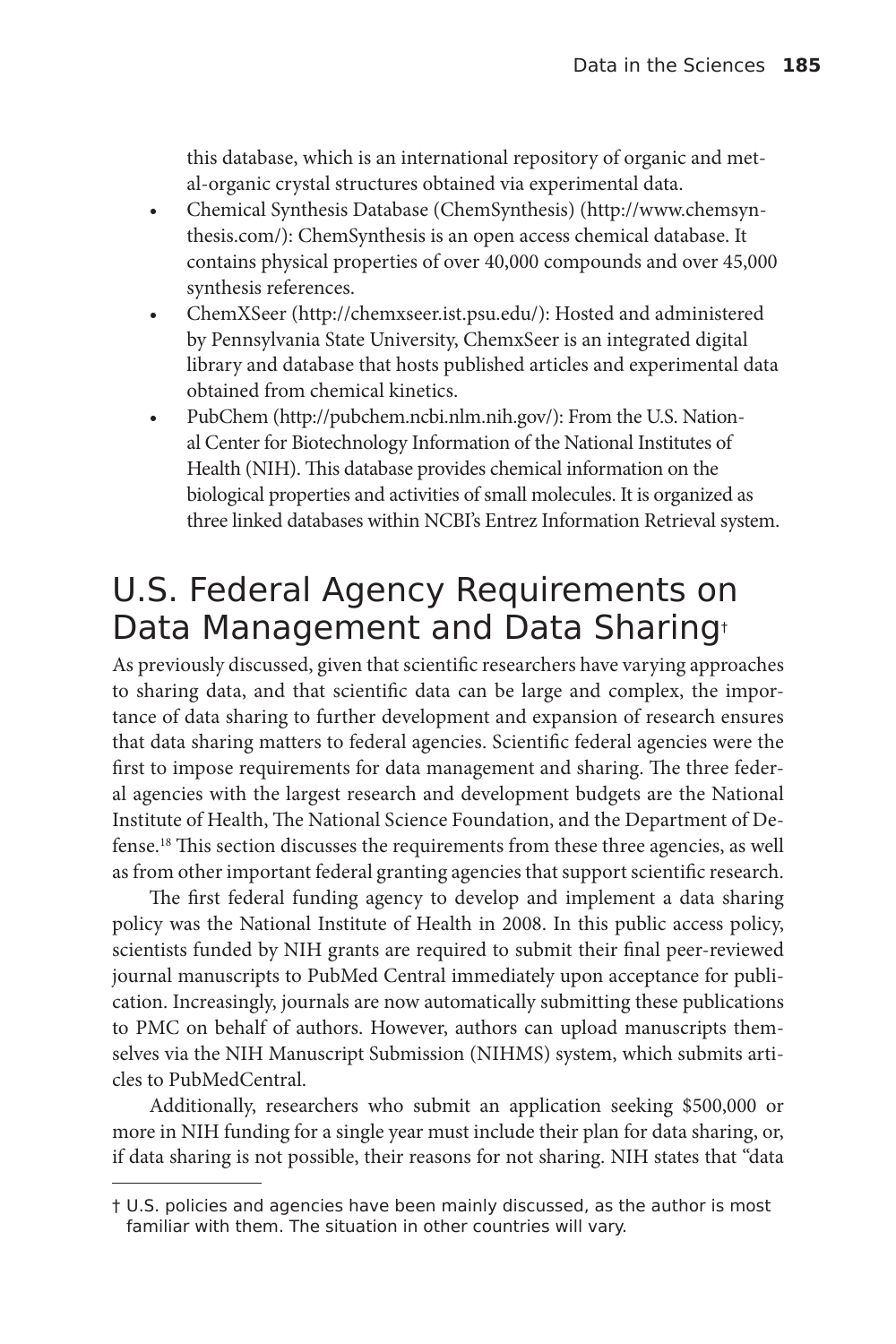this database, which is an international repository of organic and metal-organic crystal structures obtained via experimental data.

- Chemical Synthesis Database (ChemSynthesis) (http://www.chemsynthesis.com/): ChemSynthesis is an open access chemical database. It contains physical properties of over 40,000 compounds and over 45,000 synthesis references.
- ChemXSeer (http://chemxseer.ist.psu.edu/): Hosted and administered by Pennsylvania State University, ChemxSeer is an integrated digital library and database that hosts published articles and experimental data obtained from chemical kinetics.
- PubChem (http://pubchem.ncbi.nlm.nih.gov/): From the U.S. National Center for Biotechnology Information of the National Institutes of Health (NIH). This database provides chemical information on the biological properties and activities of small molecules. It is organized as three linked databases within NCBI's Entrez Information Retrieval system.

## U.S. Federal Agency Requirements on Data Management and Data Sharing†

As previously discussed, given that scientific researchers have varying approaches to sharing data, and that scientific data can be large and complex, the importance of data sharing to further development and expansion of research ensures that data sharing matters to federal agencies. Scientific federal agencies were the first to impose requirements for data management and sharing. The three federal agencies with the largest research and development budgets are the National Institute of Health, The National Science Foundation, and the Department of Defense.[18] This section discusses the requirements from these three agencies, as well as from other important federal granting agencies that support scientific research.

The first federal funding agency to develop and implement a data sharing policy was the National Institute of Health in 2008. In this public access policy, scientists funded by NIH grants are required to submit their final peer-reviewed journal manuscripts to PubMed Central immediately upon acceptance for publication. Increasingly, journals are now automatically submitting these publications to PMC on behalf of authors. However, authors can upload manuscripts themselves via the NIH Manuscript Submission (NIHMS) system, which submits articles to PubMedCentral.

Additionally, researchers who submit an application seeking $500,000 or more in NIH funding for a single year must include their plan for data sharing, or, if data sharing is not possible, their reasons for not sharing. NIH states that "data

† U.S. policies and agencies have been mainly discussed, as the author is most familiar with them. The situation in other countries will vary.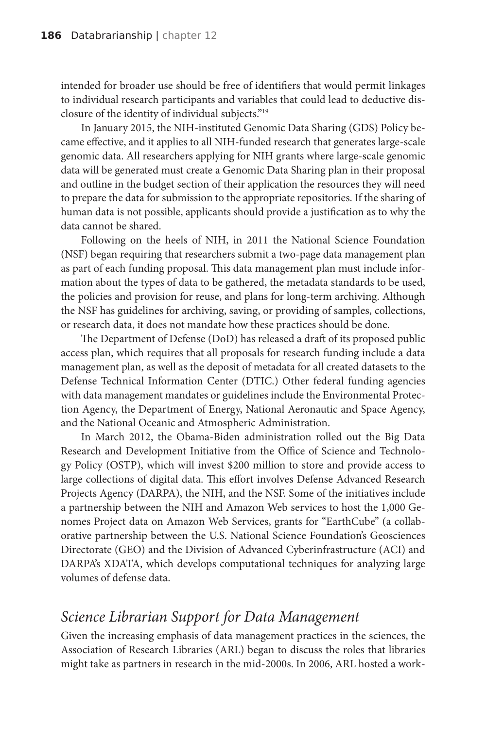intended for broader use should be free of identifiers that would permit linkages to individual research participants and variables that could lead to deductive disclosure of the identity of individual subjects."[19]

In January 2015, the NIH-instituted Genomic Data Sharing (GDS) Policy became effective, and it applies to all NIH-funded research that generates large-scale genomic data. All researchers applying for NIH grants where large-scale genomic data will be generated must create a Genomic Data Sharing plan in their proposal and outline in the budget section of their application the resources they will need to prepare the data for submission to the appropriate repositories. If the sharing of human data is not possible, applicants should provide a justification as to why the data cannot be shared.

Following on the heels of NIH, in 2011 the National Science Foundation (NSF) began requiring that researchers submit a two-page data management plan as part of each funding proposal. This data management plan must include information about the types of data to be gathered, the metadata standards to be used, the policies and provision for reuse, and plans for long-term archiving. Although the NSF has guidelines for archiving, saving, or providing of samples, collections, or research data, it does not mandate how these practices should be done.

The Department of Defense (DoD) has released a draft of its proposed public access plan, which requires that all proposals for research funding include a data management plan, as well as the deposit of metadata for all created datasets to the Defense Technical Information Center (DTIC.) Other federal funding agencies with data management mandates or guidelines include the Environmental Protection Agency, the Department of Energy, National Aeronautic and Space Agency, and the National Oceanic and Atmospheric Administration.

In March 2012, the Obama-Biden administration rolled out the Big Data Research and Development Initiative from the Office of Science and Technology Policy (OSTP), which will invest $200 million to store and provide access to large collections of digital data. This effort involves Defense Advanced Research Projects Agency (DARPA), the NIH, and the NSF. Some of the initiatives include a partnership between the NIH and Amazon Web services to host the 1,000 Genomes Project data on Amazon Web Services, grants for "EarthCube" (a collaborative partnership between the U.S. National Science Foundation's Geosciences Directorate (GEO) and the Division of Advanced Cyberinfrastructure (ACI) and DARPA's XDATA, which develops computational techniques for analyzing large volumes of defense data.

## *Science Librarian Support for Data Management*

Given the increasing emphasis of data management practices in the sciences, the Association of Research Libraries (ARL) began to discuss the roles that libraries might take as partners in research in the mid-2000s. In 2006, ARL hosted a work-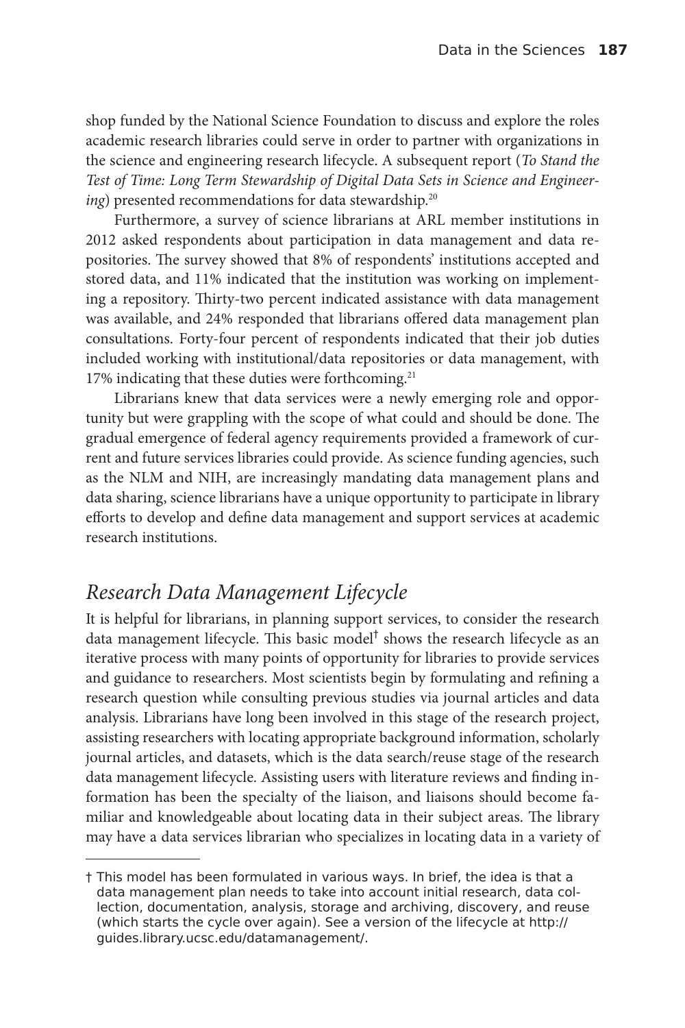shop funded by the National Science Foundation to discuss and explore the roles academic research libraries could serve in order to partner with organizations in the science and engineering research lifecycle. A subsequent report (*To Stand the Test of Time: Long Term Stewardship of Digital Data Sets in Science and Engineering*) presented recommendations for data stewardship.[20]

Furthermore, a survey of science librarians at ARL member institutions in 2012 asked respondents about participation in data management and data repositories. The survey showed that 8% of respondents' institutions accepted and stored data, and 11% indicated that the institution was working on implementing a repository. Thirty-two percent indicated assistance with data management was available, and 24% responded that librarians offered data management plan consultations. Forty-four percent of respondents indicated that their job duties included working with institutional/data repositories or data management, with 17% indicating that these duties were forthcoming.[21]

Librarians knew that data services were a newly emerging role and opportunity but were grappling with the scope of what could and should be done. The gradual emergence of federal agency requirements provided a framework of current and future services libraries could provide. As science funding agencies, such as the NLM and NIH, are increasingly mandating data management plans and data sharing, science librarians have a unique opportunity to participate in library efforts to develop and define data management and support services at academic research institutions.

## *Research Data Management Lifecycle*

It is helpful for librarians, in planning support services, to consider the research data management lifecycle. This basic model[†] shows the research lifecycle as an iterative process with many points of opportunity for libraries to provide services and guidance to researchers. Most scientists begin by formulating and refining a research question while consulting previous studies via journal articles and data analysis. Librarians have long been involved in this stage of the research project, assisting researchers with locating appropriate background information, scholarly journal articles, and datasets, which is the data search/reuse stage of the research data management lifecycle. Assisting users with literature reviews and finding information has been the specialty of the liaison, and liaisons should become familiar and knowledgeable about locating data in their subject areas. The library may have a data services librarian who specializes in locating data in a variety of

---

† This model has been formulated in various ways. In brief, the idea is that a data management plan needs to take into account initial research, data collection, documentation, analysis, storage and archiving, discovery, and reuse (which starts the cycle over again). See a version of the lifecycle at http://guides.library.ucsc.edu/datamanagement/.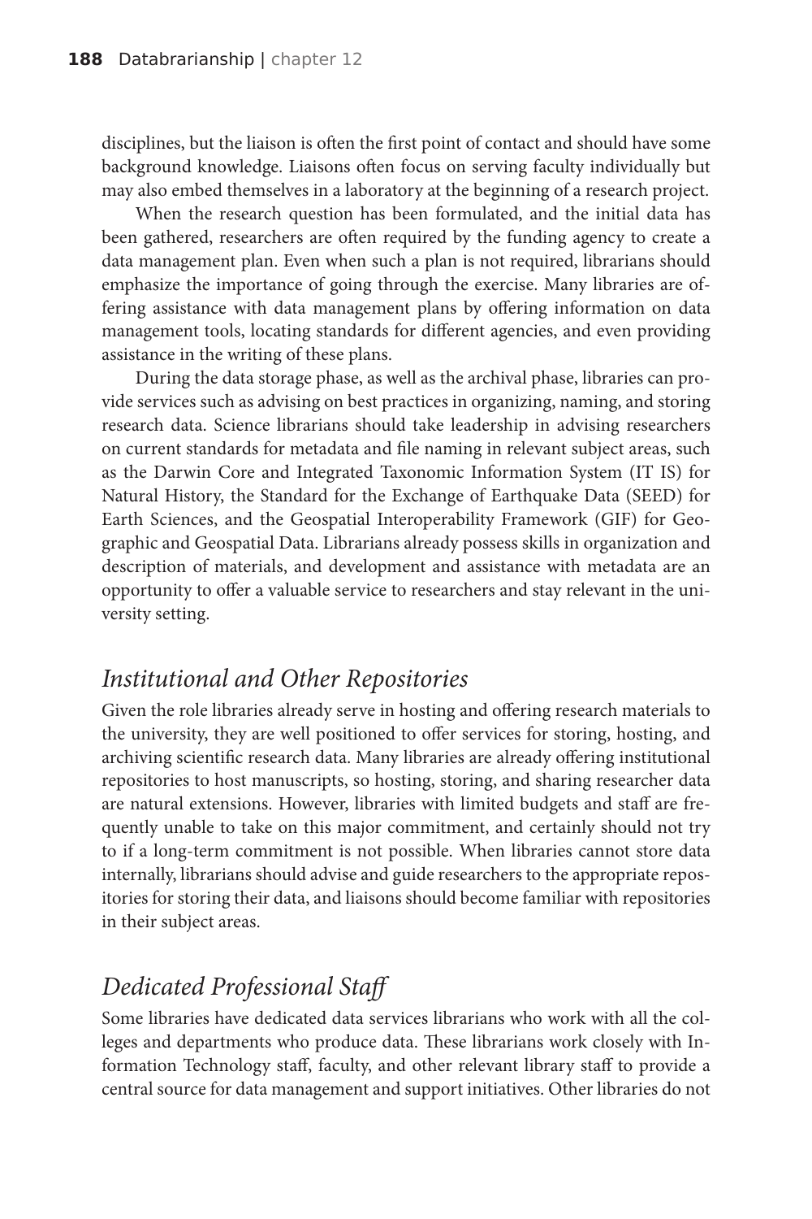disciplines, but the liaison is often the first point of contact and should have some background knowledge. Liaisons often focus on serving faculty individually but may also embed themselves in a laboratory at the beginning of a research project.

When the research question has been formulated, and the initial data has been gathered, researchers are often required by the funding agency to create a data management plan. Even when such a plan is not required, librarians should emphasize the importance of going through the exercise. Many libraries are offering assistance with data management plans by offering information on data management tools, locating standards for different agencies, and even providing assistance in the writing of these plans.

During the data storage phase, as well as the archival phase, libraries can provide services such as advising on best practices in organizing, naming, and storing research data. Science librarians should take leadership in advising researchers on current standards for metadata and file naming in relevant subject areas, such as the Darwin Core and Integrated Taxonomic Information System (IT IS) for Natural History, the Standard for the Exchange of Earthquake Data (SEED) for Earth Sciences, and the Geospatial Interoperability Framework (GIF) for Geographic and Geospatial Data. Librarians already possess skills in organization and description of materials, and development and assistance with metadata are an opportunity to offer a valuable service to researchers and stay relevant in the university setting.

## *Institutional and Other Repositories*

Given the role libraries already serve in hosting and offering research materials to the university, they are well positioned to offer services for storing, hosting, and archiving scientific research data. Many libraries are already offering institutional repositories to host manuscripts, so hosting, storing, and sharing researcher data are natural extensions. However, libraries with limited budgets and staff are frequently unable to take on this major commitment, and certainly should not try to if a long-term commitment is not possible. When libraries cannot store data internally, librarians should advise and guide researchers to the appropriate repositories for storing their data, and liaisons should become familiar with repositories in their subject areas.

## *Dedicated Professional Staff*

Some libraries have dedicated data services librarians who work with all the colleges and departments who produce data. These librarians work closely with Information Technology staff, faculty, and other relevant library staff to provide a central source for data management and support initiatives. Other libraries do not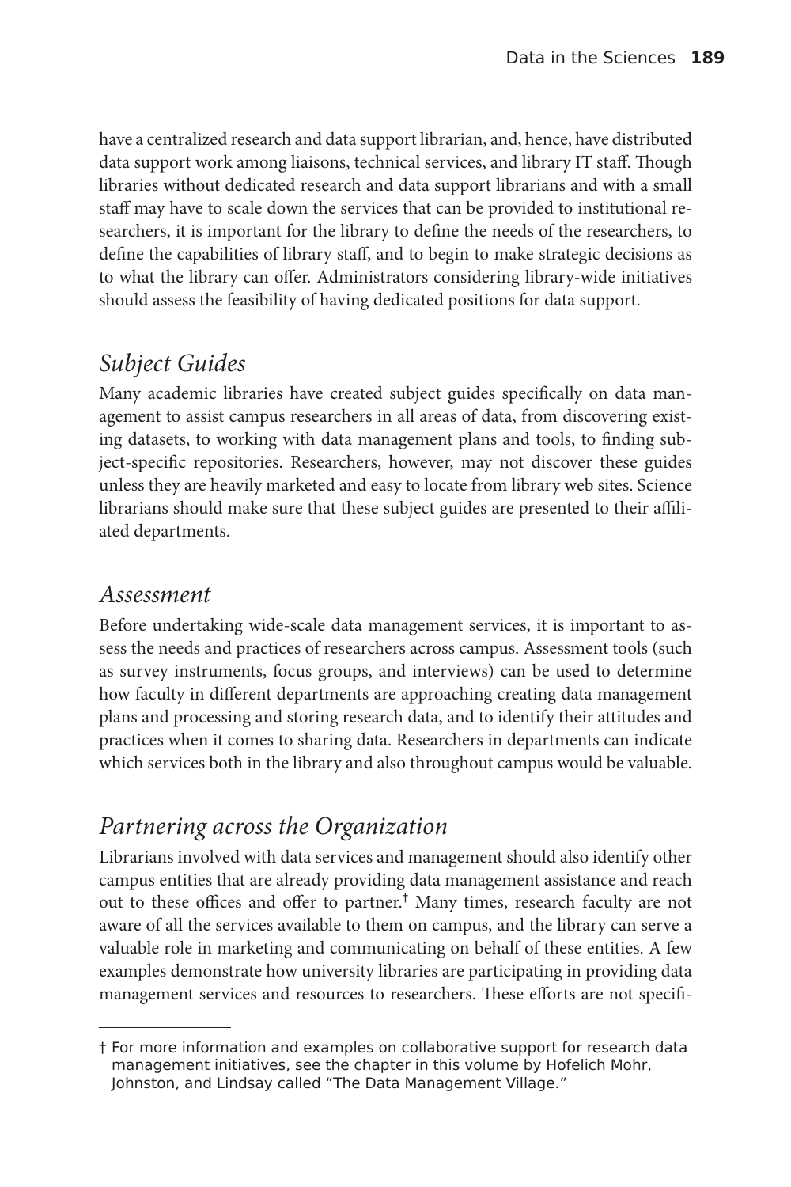have a centralized research and data support librarian, and, hence, have distributed data support work among liaisons, technical services, and library IT staff. Though libraries without dedicated research and data support librarians and with a small staff may have to scale down the services that can be provided to institutional researchers, it is important for the library to define the needs of the researchers, to define the capabilities of library staff, and to begin to make strategic decisions as to what the library can offer. Administrators considering library-wide initiatives should assess the feasibility of having dedicated positions for data support.

## *Subject Guides*

Many academic libraries have created subject guides specifically on data management to assist campus researchers in all areas of data, from discovering existing datasets, to working with data management plans and tools, to finding subject-specific repositories. Researchers, however, may not discover these guides unless they are heavily marketed and easy to locate from library web sites. Science librarians should make sure that these subject guides are presented to their affiliated departments.

## *Assessment*

Before undertaking wide-scale data management services, it is important to assess the needs and practices of researchers across campus. Assessment tools (such as survey instruments, focus groups, and interviews) can be used to determine how faculty in different departments are approaching creating data management plans and processing and storing research data, and to identify their attitudes and practices when it comes to sharing data. Researchers in departments can indicate which services both in the library and also throughout campus would be valuable.

## *Partnering across the Organization*

Librarians involved with data services and management should also identify other campus entities that are already providing data management assistance and reach out to these offices and offer to partner.[†] Many times, research faculty are not aware of all the services available to them on campus, and the library can serve a valuable role in marketing and communicating on behalf of these entities. A few examples demonstrate how university libraries are participating in providing data management services and resources to researchers. These efforts are not specifi-

---

† For more information and examples on collaborative support for research data management initiatives, see the chapter in this volume by Hofelich Mohr, Johnston, and Lindsay called "The Data Management Village."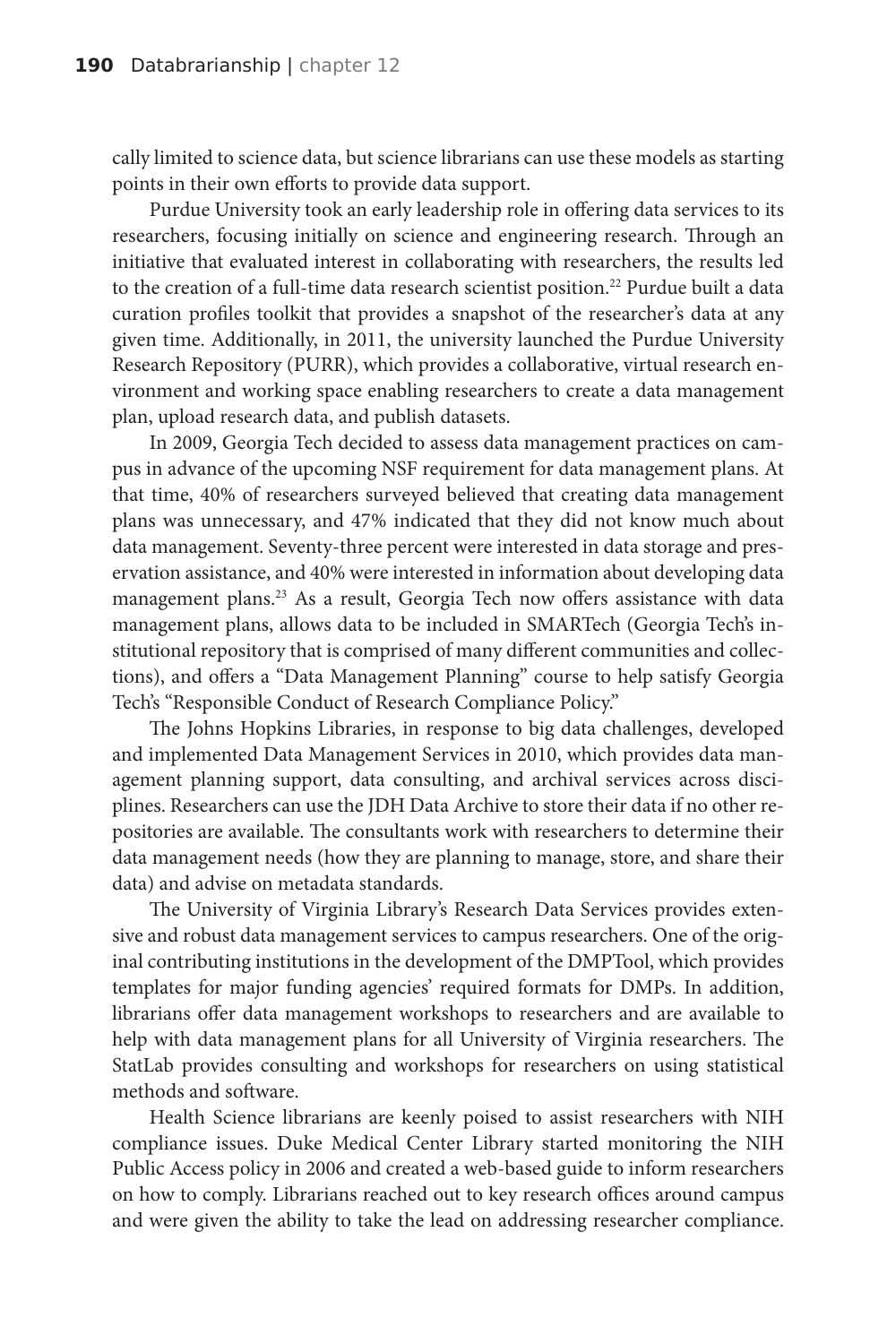cally limited to science data, but science librarians can use these models as starting points in their own efforts to provide data support.

Purdue University took an early leadership role in offering data services to its researchers, focusing initially on science and engineering research. Through an initiative that evaluated interest in collaborating with researchers, the results led to the creation of a full-time data research scientist position.[22] Purdue built a data curation profiles toolkit that provides a snapshot of the researcher's data at any given time. Additionally, in 2011, the university launched the Purdue University Research Repository (PURR), which provides a collaborative, virtual research environment and working space enabling researchers to create a data management plan, upload research data, and publish datasets.

In 2009, Georgia Tech decided to assess data management practices on campus in advance of the upcoming NSF requirement for data management plans. At that time, 40% of researchers surveyed believed that creating data management plans was unnecessary, and 47% indicated that they did not know much about data management. Seventy-three percent were interested in data storage and preservation assistance, and 40% were interested in information about developing data management plans.[23] As a result, Georgia Tech now offers assistance with data management plans, allows data to be included in SMARTech (Georgia Tech's institutional repository that is comprised of many different communities and collections), and offers a "Data Management Planning" course to help satisfy Georgia Tech's "Responsible Conduct of Research Compliance Policy."

The Johns Hopkins Libraries, in response to big data challenges, developed and implemented Data Management Services in 2010, which provides data management planning support, data consulting, and archival services across disciplines. Researchers can use the JDH Data Archive to store their data if no other repositories are available. The consultants work with researchers to determine their data management needs (how they are planning to manage, store, and share their data) and advise on metadata standards.

The University of Virginia Library's Research Data Services provides extensive and robust data management services to campus researchers. One of the original contributing institutions in the development of the DMPTool, which provides templates for major funding agencies' required formats for DMPs. In addition, librarians offer data management workshops to researchers and are available to help with data management plans for all University of Virginia researchers. The StatLab provides consulting and workshops for researchers on using statistical methods and software.

Health Science librarians are keenly poised to assist researchers with NIH compliance issues. Duke Medical Center Library started monitoring the NIH Public Access policy in 2006 and created a web-based guide to inform researchers on how to comply. Librarians reached out to key research offices around campus and were given the ability to take the lead on addressing researcher compliance.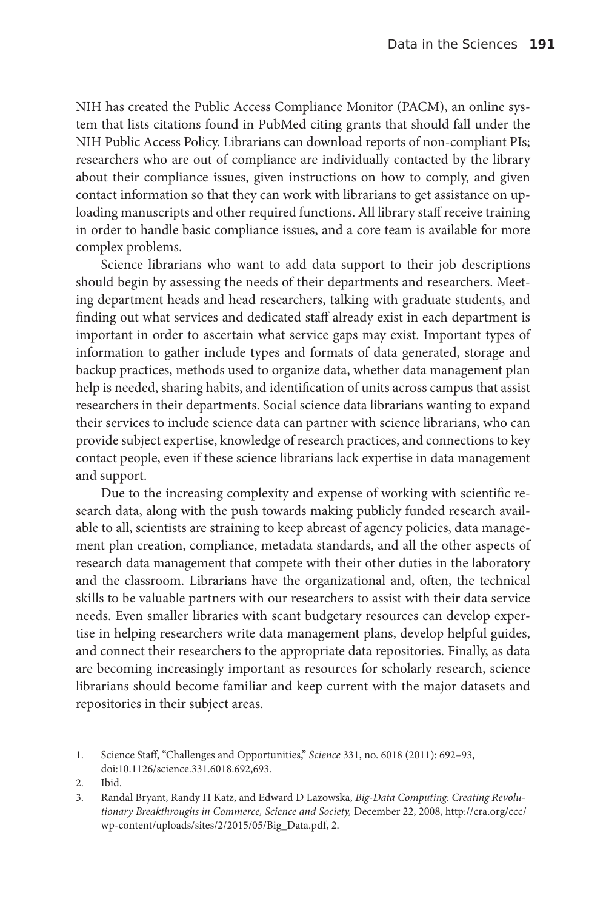NIH has created the Public Access Compliance Monitor (PACM), an online system that lists citations found in PubMed citing grants that should fall under the NIH Public Access Policy. Librarians can download reports of non-compliant PIs; researchers who are out of compliance are individually contacted by the library about their compliance issues, given instructions on how to comply, and given contact information so that they can work with librarians to get assistance on uploading manuscripts and other required functions. All library staff receive training in order to handle basic compliance issues, and a core team is available for more complex problems.

Science librarians who want to add data support to their job descriptions should begin by assessing the needs of their departments and researchers. Meeting department heads and head researchers, talking with graduate students, and finding out what services and dedicated staff already exist in each department is important in order to ascertain what service gaps may exist. Important types of information to gather include types and formats of data generated, storage and backup practices, methods used to organize data, whether data management plan help is needed, sharing habits, and identification of units across campus that assist researchers in their departments. Social science data librarians wanting to expand their services to include science data can partner with science librarians, who can provide subject expertise, knowledge of research practices, and connections to key contact people, even if these science librarians lack expertise in data management and support.

Due to the increasing complexity and expense of working with scientific research data, along with the push towards making publicly funded research available to all, scientists are straining to keep abreast of agency policies, data management plan creation, compliance, metadata standards, and all the other aspects of research data management that compete with their other duties in the laboratory and the classroom. Librarians have the organizational and, often, the technical skills to be valuable partners with our researchers to assist with their data service needs. Even smaller libraries with scant budgetary resources can develop expertise in helping researchers write data management plans, develop helpful guides, and connect their researchers to the appropriate data repositories. Finally, as data are becoming increasingly important as resources for scholarly research, science librarians should become familiar and keep current with the major datasets and repositories in their subject areas.

---

1. Science Staff, "Challenges and Opportunities," *Science* 331, no. 6018 (2011): 692–93, doi:10.1126/science.331.6018.692,693.
2. Ibid.
3. Randal Bryant, Randy H Katz, and Edward D Lazowska, *Big-Data Computing: Creating Revolutionary Breakthroughs in Commerce, Science and Society,* December 22, 2008, http://cra.org/ccc/wp-content/uploads/sites/2/2015/05/Big_Data.pdf, 2.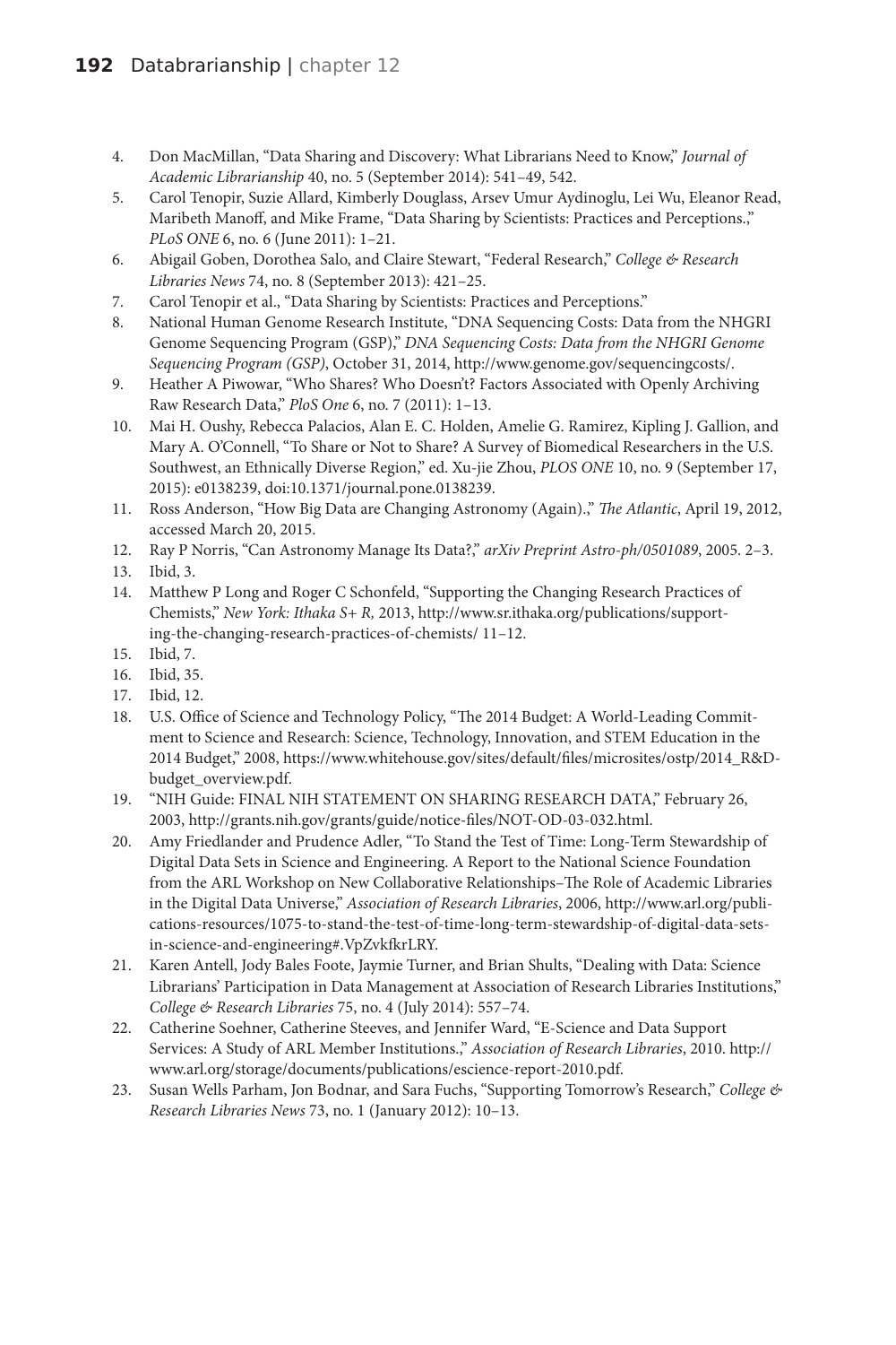4. Don MacMillan, "Data Sharing and Discovery: What Librarians Need to Know," *Journal of Academic Librarianship* 40, no. 5 (September 2014): 541–49, 542.
5. Carol Tenopir, Suzie Allard, Kimberly Douglass, Arsev Umur Aydinoglu, Lei Wu, Eleanor Read, Maribeth Manoff, and Mike Frame, "Data Sharing by Scientists: Practices and Perceptions.," *PLoS ONE* 6, no. 6 (June 2011): 1–21.
6. Abigail Goben, Dorothea Salo, and Claire Stewart, "Federal Research," *College & Research Libraries News* 74, no. 8 (September 2013): 421–25.
7. Carol Tenopir et al., "Data Sharing by Scientists: Practices and Perceptions."
8. National Human Genome Research Institute, "DNA Sequencing Costs: Data from the NHGRI Genome Sequencing Program (GSP)," *DNA Sequencing Costs: Data from the NHGRI Genome Sequencing Program (GSP)*, October 31, 2014, http://www.genome.gov/sequencingcosts/.
9. Heather A Piwowar, "Who Shares? Who Doesn't? Factors Associated with Openly Archiving Raw Research Data," *PloS One* 6, no. 7 (2011): 1–13.
10. Mai H. Oushy, Rebecca Palacios, Alan E. C. Holden, Amelie G. Ramirez, Kipling J. Gallion, and Mary A. O'Connell, "To Share or Not to Share? A Survey of Biomedical Researchers in the U.S. Southwest, an Ethnically Diverse Region," ed. Xu-jie Zhou, *PLOS ONE* 10, no. 9 (September 17, 2015): e0138239, doi:10.1371/journal.pone.0138239.
11. Ross Anderson, "How Big Data are Changing Astronomy (Again).," *The Atlantic*, April 19, 2012, accessed March 20, 2015.
12. Ray P Norris, "Can Astronomy Manage Its Data?," *arXiv Preprint Astro-ph/0501089*, 2005. 2–3.
13. Ibid, 3.
14. Matthew P Long and Roger C Schonfeld, "Supporting the Changing Research Practices of Chemists," *New York: Ithaka S+ R,* 2013, http://www.sr.ithaka.org/publications/supporting-the-changing-research-practices-of-chemists/ 11–12.
15. Ibid, 7.
16. Ibid, 35.
17. Ibid, 12.
18. U.S. Office of Science and Technology Policy, "The 2014 Budget: A World-Leading Commitment to Science and Research: Science, Technology, Innovation, and STEM Education in the 2014 Budget," 2008, https://www.whitehouse.gov/sites/default/files/microsites/ostp/2014_R&D-budget_overview.pdf.
19. "NIH Guide: FINAL NIH STATEMENT ON SHARING RESEARCH DATA," February 26, 2003, http://grants.nih.gov/grants/guide/notice-files/NOT-OD-03-032.html.
20. Amy Friedlander and Prudence Adler, "To Stand the Test of Time: Long-Term Stewardship of Digital Data Sets in Science and Engineering. A Report to the National Science Foundation from the ARL Workshop on New Collaborative Relationships–The Role of Academic Libraries in the Digital Data Universe," *Association of Research Libraries*, 2006, http://www.arl.org/publications-resources/1075-to-stand-the-test-of-time-long-term-stewardship-of-digital-data-sets-in-science-and-engineering#.VpZvkfkrLRY.
21. Karen Antell, Jody Bales Foote, Jaymie Turner, and Brian Shults, "Dealing with Data: Science Librarians' Participation in Data Management at Association of Research Libraries Institutions," *College & Research Libraries* 75, no. 4 (July 2014): 557–74.
22. Catherine Soehner, Catherine Steeves, and Jennifer Ward, "E-Science and Data Support Services: A Study of ARL Member Institutions.," *Association of Research Libraries*, 2010. http://www.arl.org/storage/documents/publications/escience-report-2010.pdf.
23. Susan Wells Parham, Jon Bodnar, and Sara Fuchs, "Supporting Tomorrow's Research," *College & Research Libraries News* 73, no. 1 (January 2012): 10–13.